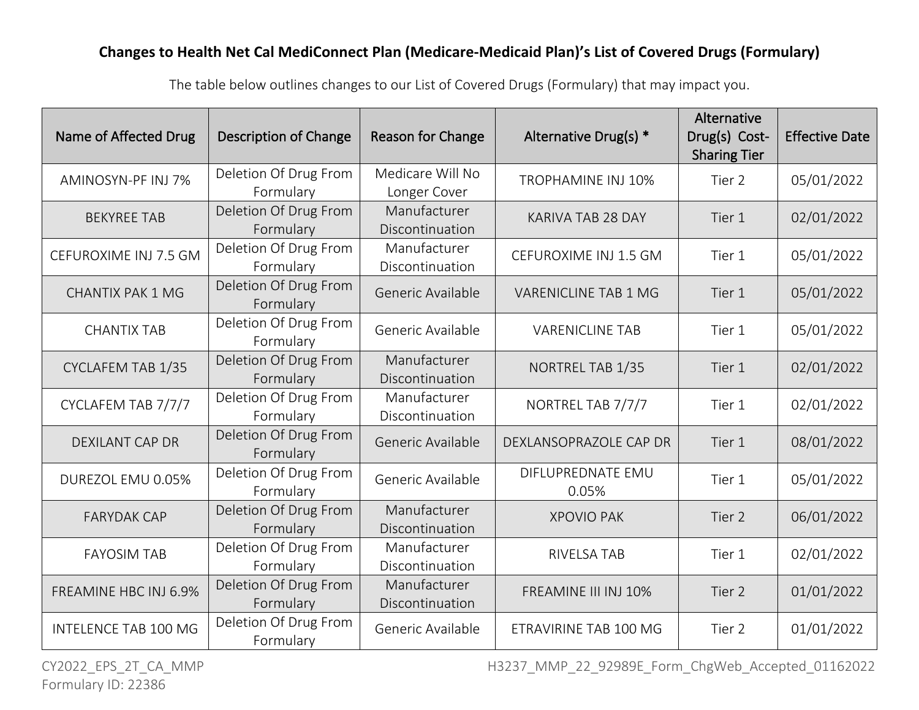**Changes to Health Net Cal MediConnect Plan (Medicare-Medicaid Plan)'s List of Covered Drugs (Formulary)**

The table below outlines changes to our List of Covered Drugs (Formulary) that may impact you.

| Name of Affected Drug | Description of Change | Reason for Change | Alternative Drug(s) * | Alternative Drug(s) Cost-Sharing Tier | Effective Date |
|---|---|---|---|---|---|
| AMINOSYN-PF INJ 7% | Deletion Of Drug From Formulary | Medicare Will No Longer Cover | TROPHAMINE INJ 10% | Tier 2 | 05/01/2022 |
| BEKYREE TAB | Deletion Of Drug From Formulary | Manufacturer Discontinuation | KARIVA TAB 28 DAY | Tier 1 | 02/01/2022 |
| CEFUROXIME INJ 7.5 GM | Deletion Of Drug From Formulary | Manufacturer Discontinuation | CEFUROXIME INJ 1.5 GM | Tier 1 | 05/01/2022 |
| CHANTIX PAK 1 MG | Deletion Of Drug From Formulary | Generic Available | VARENICLINE TAB 1 MG | Tier 1 | 05/01/2022 |
| CHANTIX TAB | Deletion Of Drug From Formulary | Generic Available | VARENICLINE TAB | Tier 1 | 05/01/2022 |
| CYCLAFEM TAB 1/35 | Deletion Of Drug From Formulary | Manufacturer Discontinuation | NORTREL TAB 1/35 | Tier 1 | 02/01/2022 |
| CYCLAFEM TAB 7/7/7 | Deletion Of Drug From Formulary | Manufacturer Discontinuation | NORTREL TAB 7/7/7 | Tier 1 | 02/01/2022 |
| DEXILANT CAP DR | Deletion Of Drug From Formulary | Generic Available | DEXLANSOPRAZOLE CAP DR | Tier 1 | 08/01/2022 |
| DUREZOL EMU 0.05% | Deletion Of Drug From Formulary | Generic Available | DIFLUPREDNATE EMU 0.05% | Tier 1 | 05/01/2022 |
| FARYDAK CAP | Deletion Of Drug From Formulary | Manufacturer Discontinuation | XPOVIO PAK | Tier 2 | 06/01/2022 |
| FAYOSIM TAB | Deletion Of Drug From Formulary | Manufacturer Discontinuation | RIVELSA TAB | Tier 1 | 02/01/2022 |
| FREAMINE HBC INJ 6.9% | Deletion Of Drug From Formulary | Manufacturer Discontinuation | FREAMINE III INJ 10% | Tier 2 | 01/01/2022 |
| INTELENCE TAB 100 MG | Deletion Of Drug From Formulary | Generic Available | ETRAVIRINE TAB 100 MG | Tier 2 | 01/01/2022 |

CY2022_EPS_2T_CA_MMP
Formulary ID: 22386

H3237_MMP_22_92989E_Form_ChgWeb_Accepted_01162022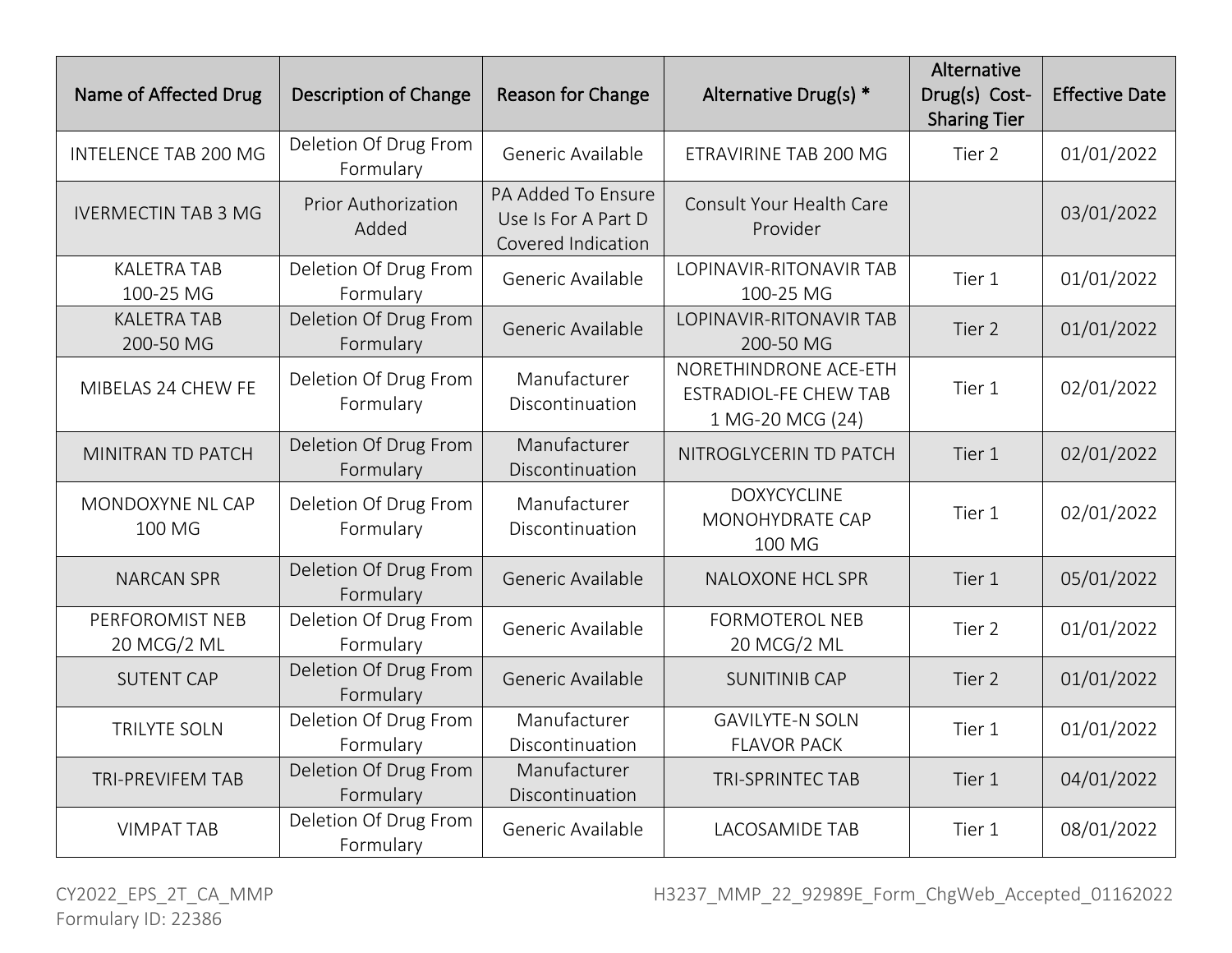| Name of Affected Drug | Description of Change | Reason for Change | Alternative Drug(s) * | Alternative Drug(s) Cost-Sharing Tier | Effective Date |
|---|---|---|---|---|---|
| INTELENCE TAB 200 MG | Deletion Of Drug From Formulary | Generic Available | ETRAVIRINE TAB 200 MG | Tier 2 | 01/01/2022 |
| IVERMECTIN TAB 3 MG | Prior Authorization Added | PA Added To Ensure Use Is For A Part D Covered Indication | Consult Your Health Care Provider | | 03/01/2022 |
| KALETRA TAB 100-25 MG | Deletion Of Drug From Formulary | Generic Available | LOPINAVIR-RITONAVIR TAB 100-25 MG | Tier 1 | 01/01/2022 |
| KALETRA TAB 200-50 MG | Deletion Of Drug From Formulary | Generic Available | LOPINAVIR-RITONAVIR TAB 200-50 MG | Tier 2 | 01/01/2022 |
| MIBELAS 24 CHEW FE | Deletion Of Drug From Formulary | Manufacturer Discontinuation | NORETHINDRONE ACE-ETH ESTRADIOL-FE CHEW TAB 1 MG-20 MCG (24) | Tier 1 | 02/01/2022 |
| MINITRAN TD PATCH | Deletion Of Drug From Formulary | Manufacturer Discontinuation | NITROGLYCERIN TD PATCH | Tier 1 | 02/01/2022 |
| MONDOXYNE NL CAP 100 MG | Deletion Of Drug From Formulary | Manufacturer Discontinuation | DOXYCYCLINE MONOHYDRATE CAP 100 MG | Tier 1 | 02/01/2022 |
| NARCAN SPR | Deletion Of Drug From Formulary | Generic Available | NALOXONE HCL SPR | Tier 1 | 05/01/2022 |
| PERFOROMIST NEB 20 MCG/2 ML | Deletion Of Drug From Formulary | Generic Available | FORMOTEROL NEB 20 MCG/2 ML | Tier 2 | 01/01/2022 |
| SUTENT CAP | Deletion Of Drug From Formulary | Generic Available | SUNITINIB CAP | Tier 2 | 01/01/2022 |
| TRILYTE SOLN | Deletion Of Drug From Formulary | Manufacturer Discontinuation | GAVILYTE-N SOLN FLAVOR PACK | Tier 1 | 01/01/2022 |
| TRI-PREVIFEM TAB | Deletion Of Drug From Formulary | Manufacturer Discontinuation | TRI-SPRINTEC TAB | Tier 1 | 04/01/2022 |
| VIMPAT TAB | Deletion Of Drug From Formulary | Generic Available | LACOSAMIDE TAB | Tier 1 | 08/01/2022 |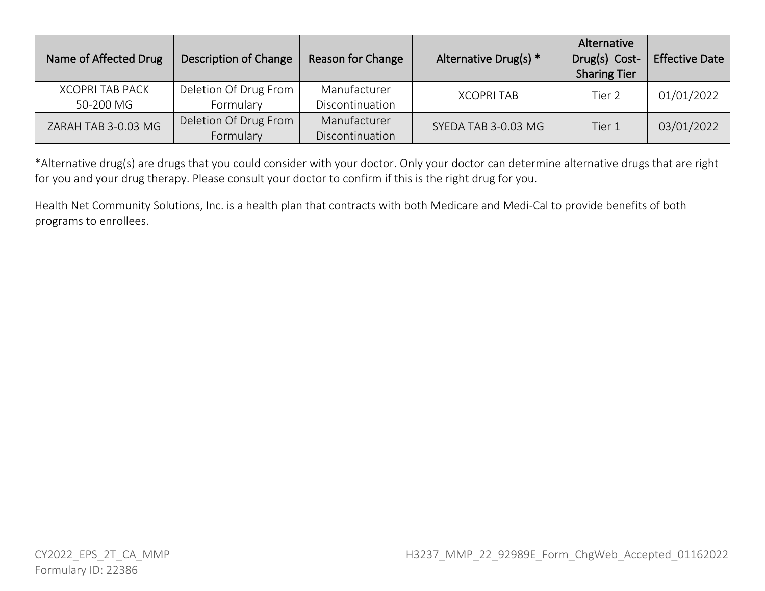| Name of Affected Drug | Description of Change | Reason for Change | Alternative Drug(s) * | Alternative Drug(s) Cost-Sharing Tier | Effective Date |
|---|---|---|---|---|---|
| XCOPRI TAB PACK 50-200 MG | Deletion Of Drug From Formulary | Manufacturer Discontinuation | XCOPRI TAB | Tier 2 | 01/01/2022 |
| ZARAH TAB 3-0.03 MG | Deletion Of Drug From Formulary | Manufacturer Discontinuation | SYEDA TAB 3-0.03 MG | Tier 1 | 03/01/2022 |

*Alternative drug(s) are drugs that you could consider with your doctor. Only your doctor can determine alternative drugs that are right for you and your drug therapy. Please consult your doctor to confirm if this is the right drug for you.

Health Net Community Solutions, Inc. is a health plan that contracts with both Medicare and Medi-Cal to provide benefits of both programs to enrollees.

CY2022_EPS_2T_CA_MMP
Formulary ID: 22386

H3237_MMP_22_92989E_Form_ChgWeb_Accepted_01162022